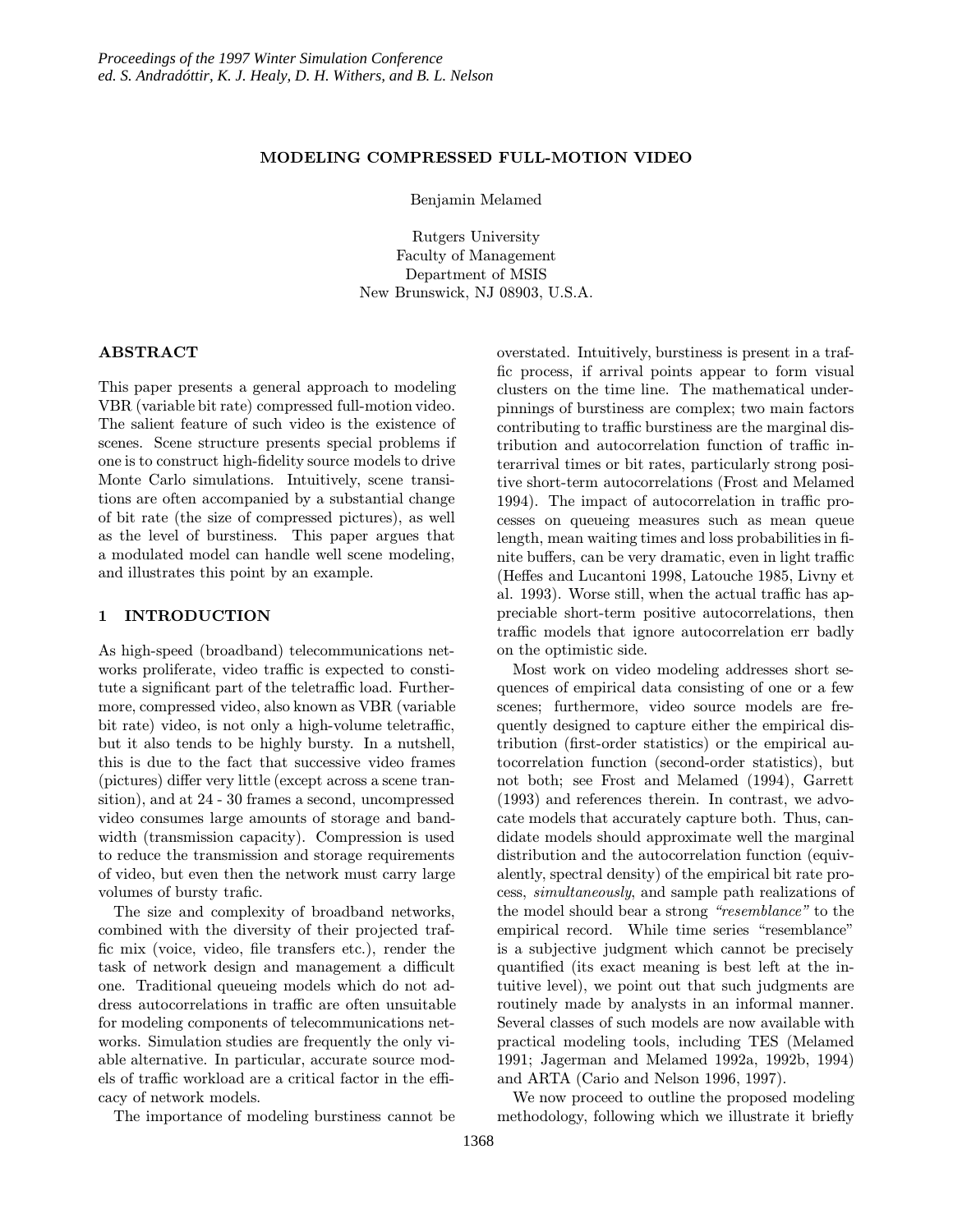# MODELING COMPRESSED FULL-MOTION VIDEO

Benjamin Melamed

Rutgers University
Faculty of Management
Department of MSIS
New Brunswick, NJ 08903, U.S.A.

## ABSTRACT

This paper presents a general approach to modeling VBR (variable bit rate) compressed full-motion video. The salient feature of such video is the existence of scenes. Scene structure presents special problems if one is to construct high-fidelity source models to drive Monte Carlo simulations. Intuitively, scene transitions are often accompanied by a substantial change of bit rate (the size of compressed pictures), as well as the level of burstiness. This paper argues that a modulated model can handle well scene modeling, and illustrates this point by an example.

## 1 INTRODUCTION

As high-speed (broadband) telecommunications networks proliferate, video traffic is expected to constitute a significant part of the teletraffic load. Furthermore, compressed video, also known as VBR (variable bit rate) video, is not only a high-volume teletraffic, but it also tends to be highly bursty. In a nutshell, this is due to the fact that successive video frames (pictures) differ very little (except across a scene transition), and at 24 - 30 frames a second, uncompressed video consumes large amounts of storage and bandwidth (transmission capacity). Compression is used to reduce the transmission and storage requirements of video, but even then the network must carry large volumes of bursty trafic.

The size and complexity of broadband networks, combined with the diversity of their projected traffic mix (voice, video, file transfers etc.), render the task of network design and management a difficult one. Traditional queueing models which do not address autocorrelations in traffic are often unsuitable for modeling components of telecommunications networks. Simulation studies are frequently the only viable alternative. In particular, accurate source models of traffic workload are a critical factor in the efficacy of network models.

The importance of modeling burstiness cannot be overstated. Intuitively, burstiness is present in a traffic process, if arrival points appear to form visual clusters on the time line. The mathematical underpinnings of burstiness are complex; two main factors contributing to traffic burstiness are the marginal distribution and autocorrelation function of traffic interarrival times or bit rates, particularly strong positive short-term autocorrelations (Frost and Melamed 1994). The impact of autocorrelation in traffic processes on queueing measures such as mean queue length, mean waiting times and loss probabilities in finite buffers, can be very dramatic, even in light traffic (Heffes and Lucantoni 1998, Latouche 1985, Livny et al. 1993). Worse still, when the actual traffic has appreciable short-term positive autocorrelations, then traffic models that ignore autocorrelation err badly on the optimistic side.

Most work on video modeling addresses short sequences of empirical data consisting of one or a few scenes; furthermore, video source models are frequently designed to capture either the empirical distribution (first-order statistics) or the empirical autocorrelation function (second-order statistics), but not both; see Frost and Melamed (1994), Garrett (1993) and references therein. In contrast, we advocate models that accurately capture both. Thus, candidate models should approximate well the marginal distribution and the autocorrelation function (equivalently, spectral density) of the empirical bit rate process, *simultaneously*, and sample path realizations of the model should bear a strong *"resemblance"* to the empirical record. While time series "resemblance" is a subjective judgment which cannot be precisely quantified (its exact meaning is best left at the intuitive level), we point out that such judgments are routinely made by analysts in an informal manner. Several classes of such models are now available with practical modeling tools, including TES (Melamed 1991; Jagerman and Melamed 1992a, 1992b, 1994) and ARTA (Cario and Nelson 1996, 1997).

We now proceed to outline the proposed modeling methodology, following which we illustrate it briefly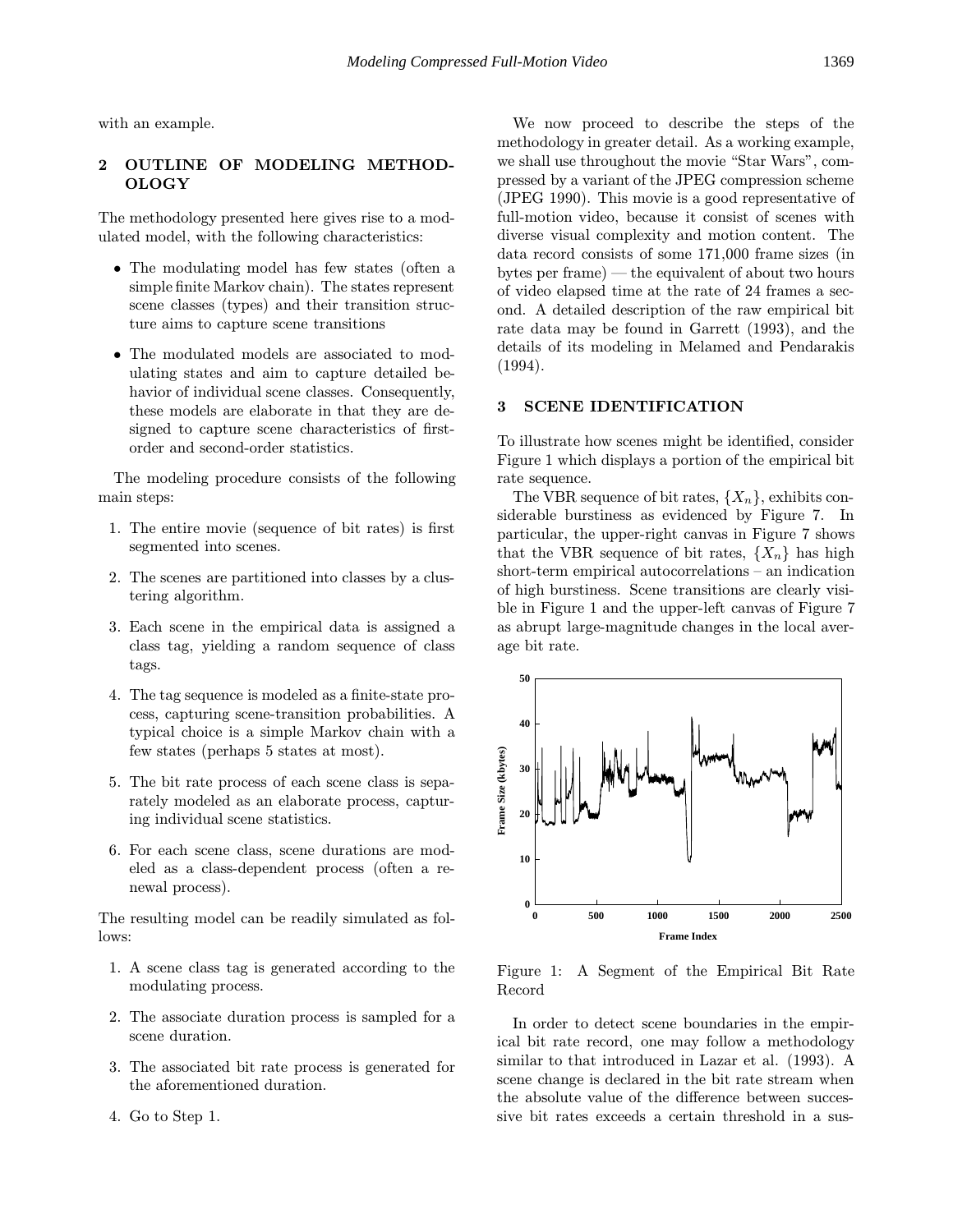with an example.

## 2 OUTLINE OF MODELING METHODOLOGY

The methodology presented here gives rise to a modulated model, with the following characteristics:

- The modulating model has few states (often a simple finite Markov chain). The states represent scene classes (types) and their transition structure aims to capture scene transitions
- The modulated models are associated to modulating states and aim to capture detailed behavior of individual scene classes. Consequently, these models are elaborate in that they are designed to capture scene characteristics of first-order and second-order statistics.

The modeling procedure consists of the following main steps:

1. The entire movie (sequence of bit rates) is first segmented into scenes.
2. The scenes are partitioned into classes by a clustering algorithm.
3. Each scene in the empirical data is assigned a class tag, yielding a random sequence of class tags.
4. The tag sequence is modeled as a finite-state process, capturing scene-transition probabilities. A typical choice is a simple Markov chain with a few states (perhaps 5 states at most).
5. The bit rate process of each scene class is separately modeled as an elaborate process, capturing individual scene statistics.
6. For each scene class, scene durations are modeled as a class-dependent process (often a renewal process).

The resulting model can be readily simulated as follows:

1. A scene class tag is generated according to the modulating process.
2. The associate duration process is sampled for a scene duration.
3. The associated bit rate process is generated for the aforementioned duration.
4. Go to Step 1.

We now proceed to describe the steps of the methodology in greater detail. As a working example, we shall use throughout the movie "Star Wars", compressed by a variant of the JPEG compression scheme (JPEG 1990). This movie is a good representative of full-motion video, because it consist of scenes with diverse visual complexity and motion content. The data record consists of some 171,000 frame sizes (in bytes per frame) — the equivalent of about two hours of video elapsed time at the rate of 24 frames a second. A detailed description of the raw empirical bit rate data may be found in Garrett (1993), and the details of its modeling in Melamed and Pendarakis (1994).

## 3 SCENE IDENTIFICATION

To illustrate how scenes might be identified, consider Figure 1 which displays a portion of the empirical bit rate sequence.

The VBR sequence of bit rates, $\{X_n\}$, exhibits considerable burstiness as evidenced by Figure 7. In particular, the upper-right canvas in Figure 7 shows that the VBR sequence of bit rates, $\{X_n\}$ has high short-term empirical autocorrelations – an indication of high burstiness. Scene transitions are clearly visible in Figure 1 and the upper-left canvas of Figure 7 as abrupt large-magnitude changes in the local average bit rate.

Figure 1: A Segment of the Empirical Bit Rate Record

In order to detect scene boundaries in the empirical bit rate record, one may follow a methodology similar to that introduced in Lazar et al. (1993). A scene change is declared in the bit rate stream when the absolute value of the difference between successive bit rates exceeds a certain threshold in a sus-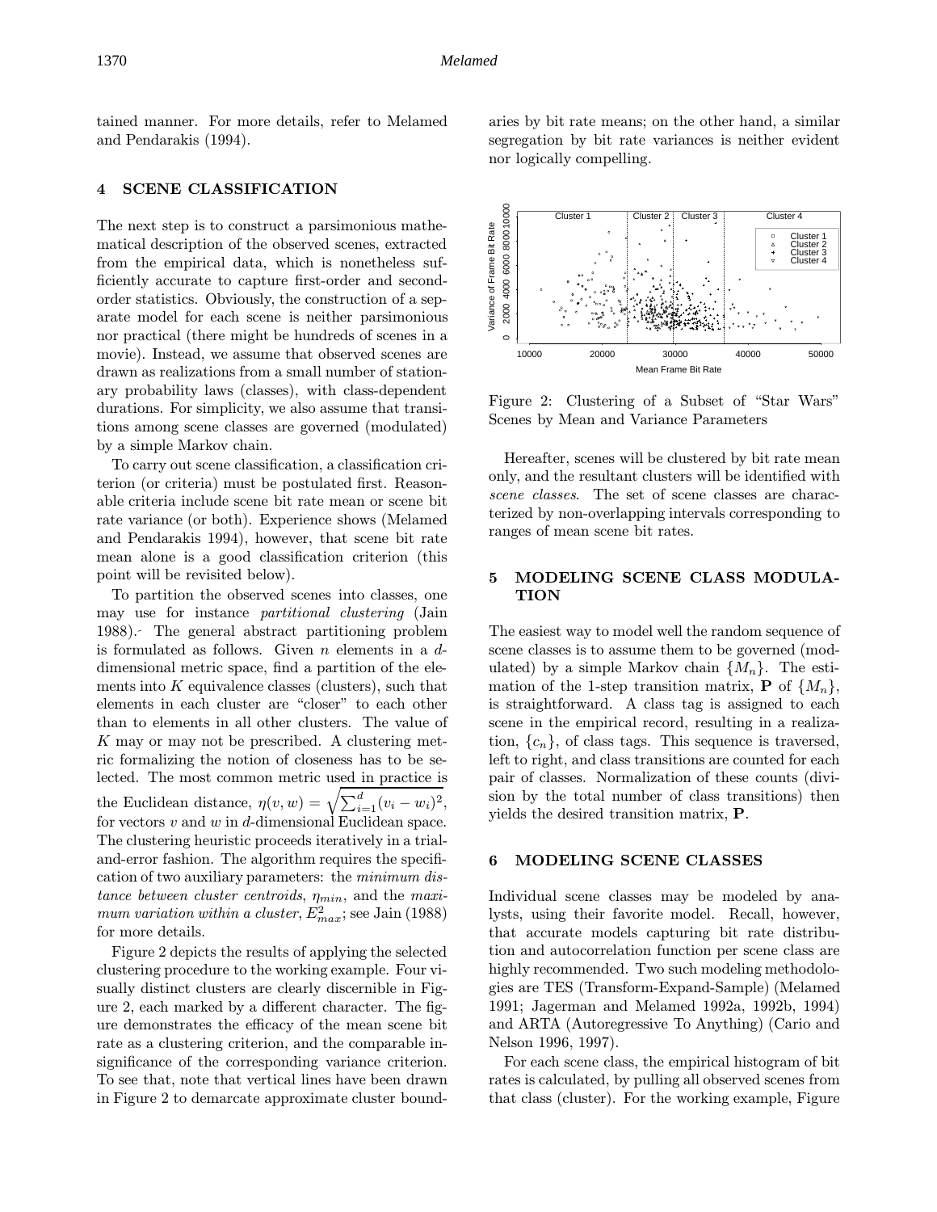tained manner. For more details, refer to Melamed and Pendarakis (1994).

## 4 SCENE CLASSIFICATION

The next step is to construct a parsimonious mathematical description of the observed scenes, extracted from the empirical data, which is nonetheless sufficiently accurate to capture first-order and second-order statistics. Obviously, the construction of a separate model for each scene is neither parsimonious nor practical (there might be hundreds of scenes in a movie). Instead, we assume that observed scenes are drawn as realizations from a small number of stationary probability laws (classes), with class-dependent durations. For simplicity, we also assume that transitions among scene classes are governed (modulated) by a simple Markov chain.

To carry out scene classification, a classification criterion (or criteria) must be postulated first. Reasonable criteria include scene bit rate mean or scene bit rate variance (or both). Experience shows (Melamed and Pendarakis 1994), however, that scene bit rate mean alone is a good classification criterion (this point will be revisited below).

To partition the observed scenes into classes, one may use for instance *partitional clustering* (Jain 1988). The general abstract partitioning problem is formulated as follows. Given $n$ elements in a $d$-dimensional metric space, find a partition of the elements into $K$ equivalence classes (clusters), such that elements in each cluster are "closer" to each other than to elements in all other clusters. The value of $K$ may or may not be prescribed. A clustering metric formalizing the notion of closeness has to be selected. The most common metric used in practice is the Euclidean distance, $\eta(v, w) = \sqrt{\sum_{i=1}^{d}(v_i - w_i)^2}$, for vectors $v$ and $w$ in $d$-dimensional Euclidean space. The clustering heuristic proceeds iteratively in a trial-and-error fashion. The algorithm requires the specification of two auxiliary parameters: the *minimum distance between cluster centroids*, $\eta_{min}$, and the *maximum variation within a cluster*, $E^2_{max}$; see Jain (1988) for more details.

Figure 2 depicts the results of applying the selected clustering procedure to the working example. Four visually distinct clusters are clearly discernible in Figure 2, each marked by a different character. The figure demonstrates the efficacy of the mean scene bit rate as a clustering criterion, and the comparable insignificance of the corresponding variance criterion. To see that, note that vertical lines have been drawn in Figure 2 to demarcate approximate cluster boundaries by bit rate means; on the other hand, a similar segregation by bit rate variances is neither evident nor logically compelling.

Figure 2: Clustering of a Subset of "Star Wars" Scenes by Mean and Variance Parameters

Hereafter, scenes will be clustered by bit rate mean only, and the resultant clusters will be identified with *scene classes*. The set of scene classes are characterized by non-overlapping intervals corresponding to ranges of mean scene bit rates.

## 5 MODELING SCENE CLASS MODULATION

The easiest way to model well the random sequence of scene classes is to assume them to be governed (modulated) by a simple Markov chain $\{M_n\}$. The estimation of the 1-step transition matrix, $\mathbf{P}$ of $\{M_n\}$, is straightforward. A class tag is assigned to each scene in the empirical record, resulting in a realization, $\{c_n\}$, of class tags. This sequence is traversed, left to right, and class transitions are counted for each pair of classes. Normalization of these counts (division by the total number of class transitions) then yields the desired transition matrix, $\mathbf{P}$.

## 6 MODELING SCENE CLASSES

Individual scene classes may be modeled by analysts, using their favorite model. Recall, however, that accurate models capturing bit rate distribution and autocorrelation function per scene class are highly recommended. Two such modeling methodologies are TES (Transform-Expand-Sample) (Melamed 1991; Jagerman and Melamed 1992a, 1992b, 1994) and ARTA (Autoregressive To Anything) (Cario and Nelson 1996, 1997).

For each scene class, the empirical histogram of bit rates is calculated, by pulling all observed scenes from that class (cluster). For the working example, Figure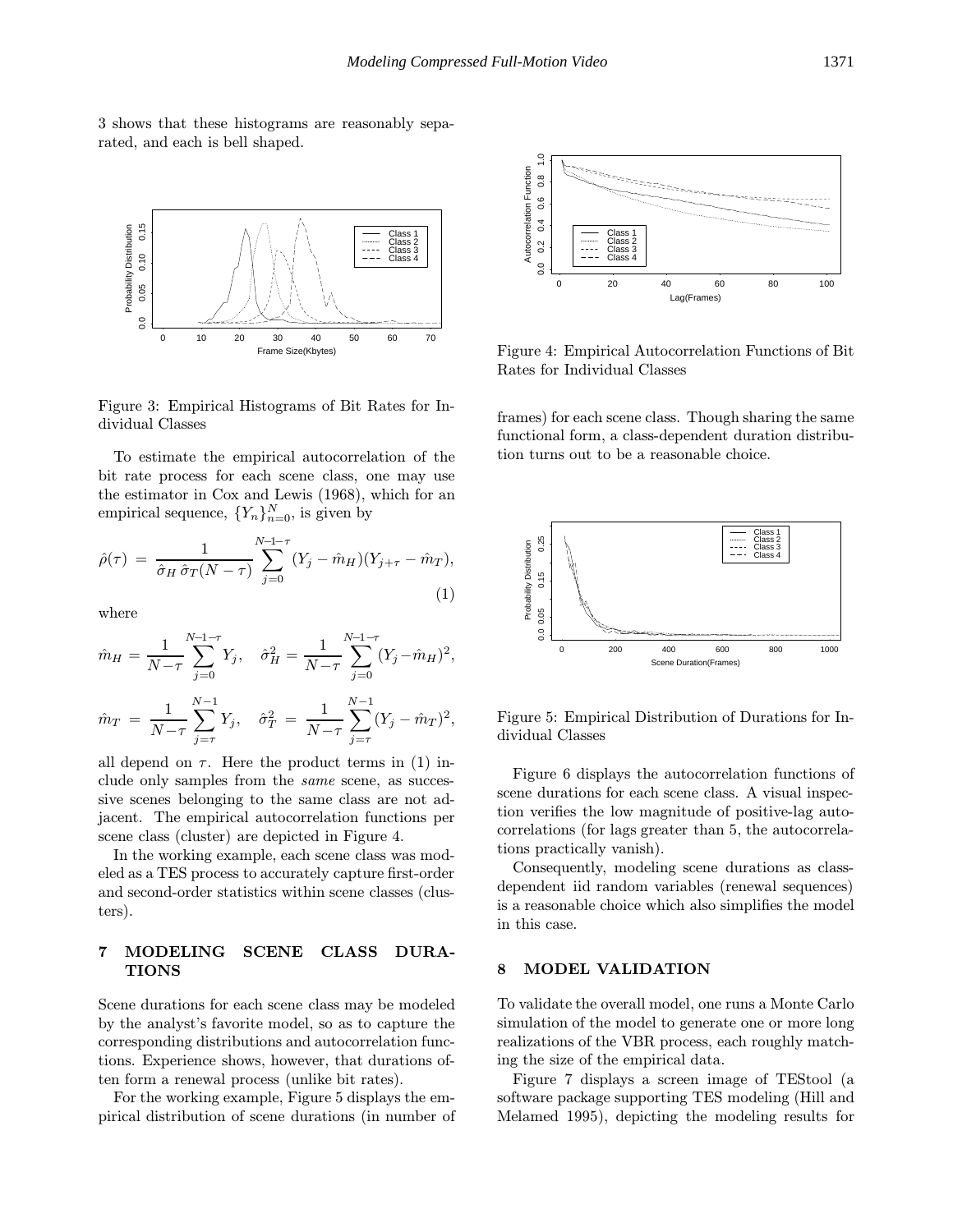3 shows that these histograms are reasonably separated, and each is bell shaped.

Figure 3: Empirical Histograms of Bit Rates for Individual Classes

To estimate the empirical autocorrelation of the bit rate process for each scene class, one may use the estimator in Cox and Lewis (1968), which for an empirical sequence, $\{Y_n\}_{n=0}^{N}$, is given by

$$\hat{\rho}(\tau) = \frac{1}{\hat{\sigma}_H \, \hat{\sigma}_T (N-\tau)} \sum_{j=0}^{N-1-\tau} (Y_j - \hat{m}_H)(Y_{j+\tau} - \hat{m}_T), \tag{1}$$

where

$$\hat{m}_H = \frac{1}{N-\tau} \sum_{j=0}^{N-1-\tau} Y_j, \quad \hat{\sigma}_H^2 = \frac{1}{N-\tau} \sum_{j=0}^{N-1-\tau} (Y_j - \hat{m}_H)^2,$$

$$\hat{m}_T = \frac{1}{N-\tau} \sum_{j=\tau}^{N-1} Y_j, \quad \hat{\sigma}_T^2 = \frac{1}{N-\tau} \sum_{j=\tau}^{N-1} (Y_j - \hat{m}_T)^2,$$

all depend on $\tau$. Here the product terms in (1) include only samples from the *same* scene, as successive scenes belonging to the same class are not adjacent. The empirical autocorrelation functions per scene class (cluster) are depicted in Figure 4.

In the working example, each scene class was modeled as a TES process to accurately capture first-order and second-order statistics within scene classes (clusters).

## 7 MODELING SCENE CLASS DURATIONS

Scene durations for each scene class may be modeled by the analyst's favorite model, so as to capture the corresponding distributions and autocorrelation functions. Experience shows, however, that durations often form a renewal process (unlike bit rates).

For the working example, Figure 5 displays the empirical distribution of scene durations (in number of frames) for each scene class. Though sharing the same functional form, a class-dependent duration distribution turns out to be a reasonable choice.

Figure 4: Empirical Autocorrelation Functions of Bit Rates for Individual Classes

Figure 5: Empirical Distribution of Durations for Individual Classes

Figure 6 displays the autocorrelation functions of scene durations for each scene class. A visual inspection verifies the low magnitude of positive-lag autocorrelations (for lags greater than 5, the autocorrelations practically vanish).

Consequently, modeling scene durations as class-dependent iid random variables (renewal sequences) is a reasonable choice which also simplifies the model in this case.

## 8 MODEL VALIDATION

To validate the overall model, one runs a Monte Carlo simulation of the model to generate one or more long realizations of the VBR process, each roughly matching the size of the empirical data.

Figure 7 displays a screen image of TEStool (a software package supporting TES modeling (Hill and Melamed 1995), depicting the modeling results for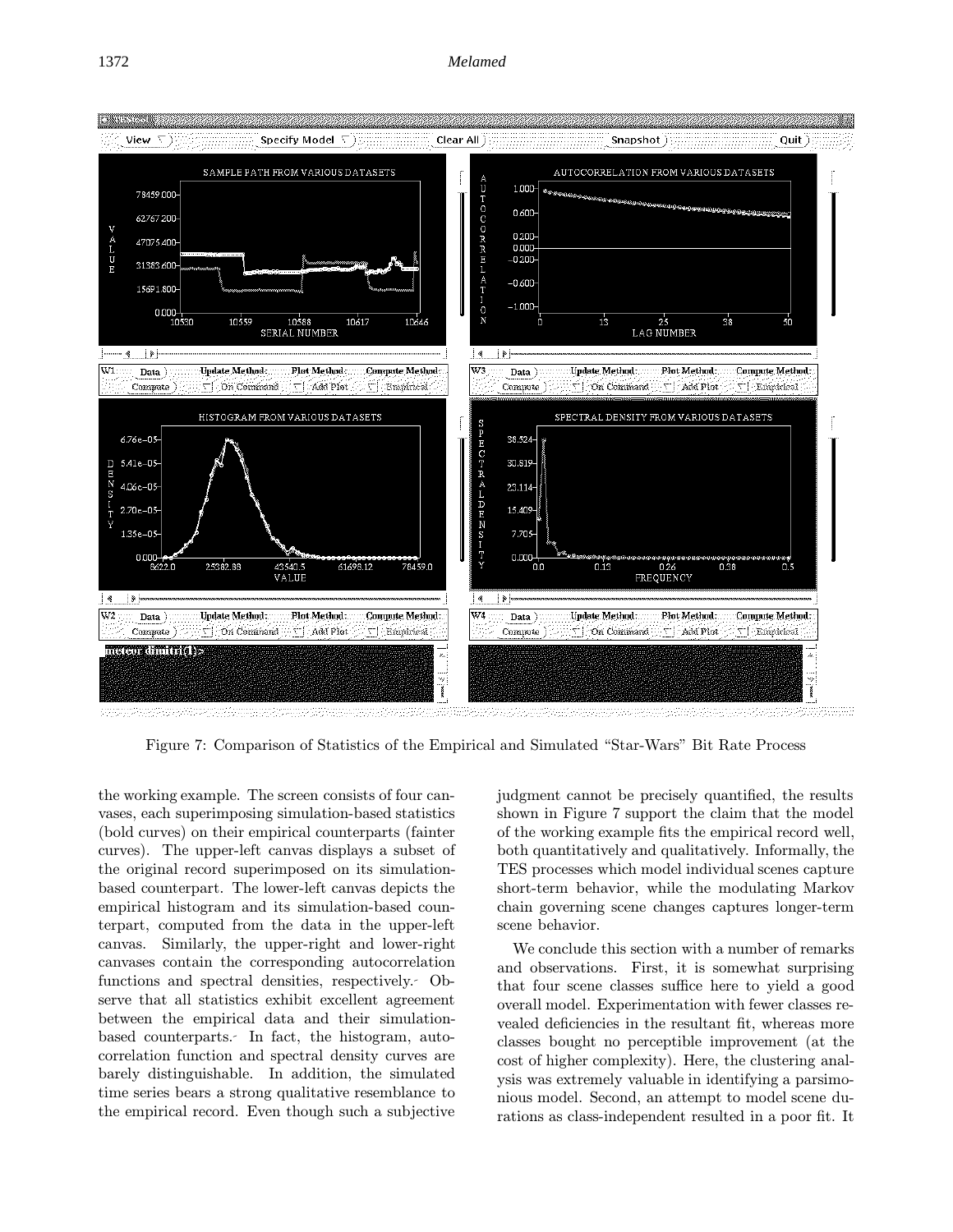Figure 7: Comparison of Statistics of the Empirical and Simulated “Star-Wars” Bit Rate Process

the working example. The screen consists of four canvases, each superimposing simulation-based statistics (bold curves) on their empirical counterparts (fainter curves). The upper-left canvas displays a subset of the original record superimposed on its simulation-based counterpart. The lower-left canvas depicts the empirical histogram and its simulation-based counterpart, computed from the data in the upper-left canvas. Similarly, the upper-right and lower-right canvases contain the corresponding autocorrelation functions and spectral densities, respectively. Observe that all statistics exhibit excellent agreement between the empirical data and their simulation-based counterparts. In fact, the histogram, autocorrelation function and spectral density curves are barely distinguishable. In addition, the simulated time series bears a strong qualitative resemblance to the empirical record. Even though such a subjective judgment cannot be precisely quantified, the results shown in Figure 7 support the claim that the model of the working example fits the empirical record well, both quantitatively and qualitatively. Informally, the TES processes which model individual scenes capture short-term behavior, while the modulating Markov chain governing scene changes captures longer-term scene behavior.

We conclude this section with a number of remarks and observations. First, it is somewhat surprising that four scene classes suffice here to yield a good overall model. Experimentation with fewer classes revealed deficiencies in the resultant fit, whereas more classes bought no perceptible improvement (at the cost of higher complexity). Here, the clustering analysis was extremely valuable in identifying a parsimonious model. Second, an attempt to model scene durations as class-independent resulted in a poor fit. It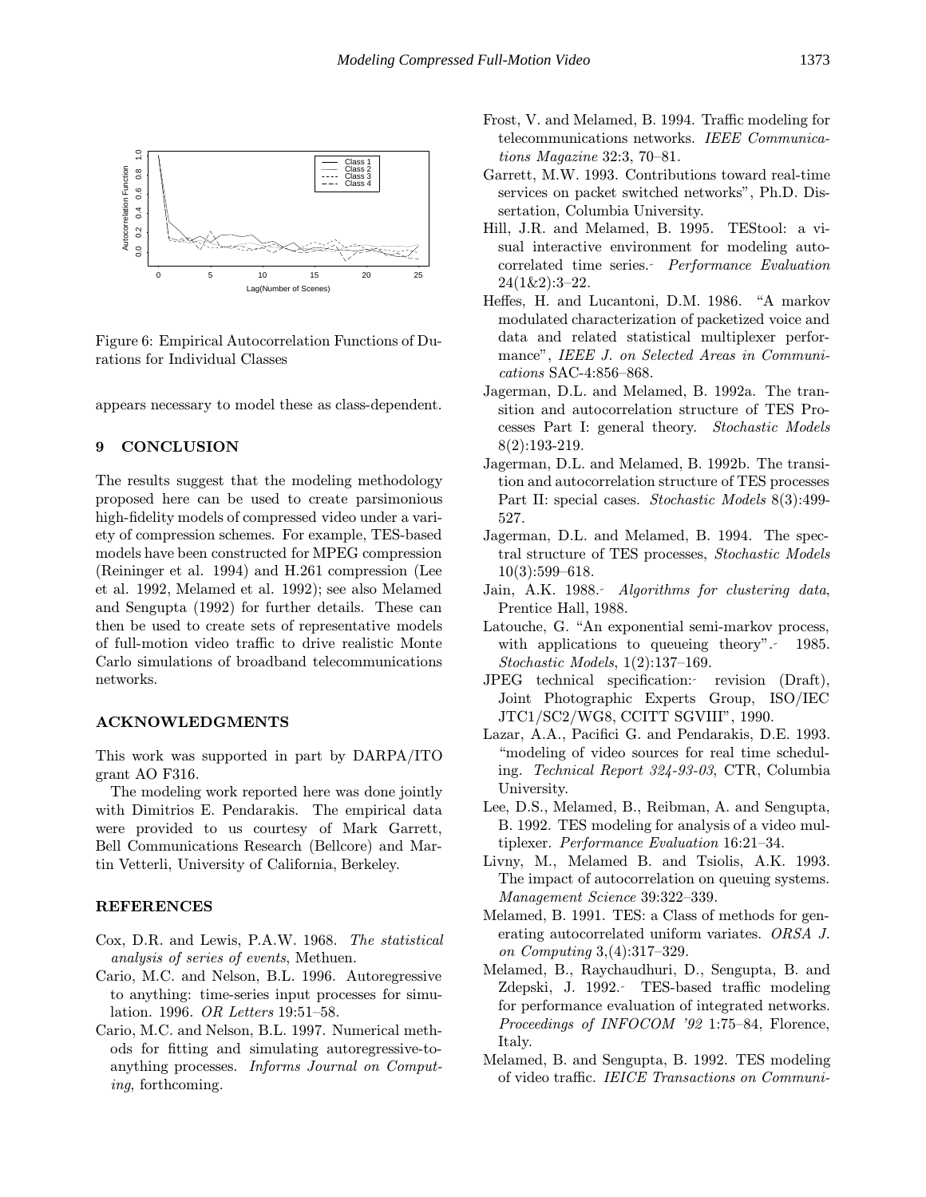Figure 6: Empirical Autocorrelation Functions of Durations for Individual Classes

appears necessary to model these as class-dependent.

## 9 CONCLUSION

The results suggest that the modeling methodology proposed here can be used to create parsimonious high-fidelity models of compressed video under a variety of compression schemes. For example, TES-based models have been constructed for MPEG compression (Reininger et al. 1994) and H.261 compression (Lee et al. 1992, Melamed et al. 1992); see also Melamed and Sengupta (1992) for further details. These can then be used to create sets of representative models of full-motion video traffic to drive realistic Monte Carlo simulations of broadband telecommunications networks.

## ACKNOWLEDGMENTS

This work was supported in part by DARPA/ITO grant AO F316.

The modeling work reported here was done jointly with Dimitrios E. Pendarakis. The empirical data were provided to us courtesy of Mark Garrett, Bell Communications Research (Bellcore) and Martin Vetterli, University of California, Berkeley.

## REFERENCES

Cox, D.R. and Lewis, P.A.W. 1968. *The statistical analysis of series of events*, Methuen.

Cario, M.C. and Nelson, B.L. 1996. Autoregressive to anything: time-series input processes for simulation. 1996. *OR Letters* 19:51–58.

Cario, M.C. and Nelson, B.L. 1997. Numerical methods for fitting and simulating autoregressive-to-anything processes. *Informs Journal on Computing*, forthcoming.

Frost, V. and Melamed, B. 1994. Traffic modeling for telecommunications networks. *IEEE Communications Magazine* 32:3, 70–81.

Garrett, M.W. 1993. Contributions toward real-time services on packet switched networks", Ph.D. Dissertation, Columbia University.

Hill, J.R. and Melamed, B. 1995. TEStool: a visual interactive environment for modeling autocorrelated time series. *Performance Evaluation* 24(1&2):3–22.

Heffes, H. and Lucantoni, D.M. 1986. "A markov modulated characterization of packetized voice and data and related statistical multiplexer performance", *IEEE J. on Selected Areas in Communications* SAC-4:856–868.

Jagerman, D.L. and Melamed, B. 1992a. The transition and autocorrelation structure of TES Processes Part I: general theory. *Stochastic Models* 8(2):193-219.

Jagerman, D.L. and Melamed, B. 1992b. The transition and autocorrelation structure of TES processes Part II: special cases. *Stochastic Models* 8(3):499-527.

Jagerman, D.L. and Melamed, B. 1994. The spectral structure of TES processes, *Stochastic Models* 10(3):599–618.

Jain, A.K. 1988. *Algorithms for clustering data*, Prentice Hall, 1988.

Latouche, G. "An exponential semi-markov process, with applications to queueing theory". 1985. *Stochastic Models*, 1(2):137–169.

JPEG technical specification: revision (Draft), Joint Photographic Experts Group, ISO/IEC JTC1/SC2/WG8, CCITT SGVIII", 1990.

Lazar, A.A., Pacifici G. and Pendarakis, D.E. 1993. "modeling of video sources for real time scheduling. *Technical Report 324-93-03*, CTR, Columbia University.

Lee, D.S., Melamed, B., Reibman, A. and Sengupta, B. 1992. TES modeling for analysis of a video multiplexer. *Performance Evaluation* 16:21–34.

Livny, M., Melamed B. and Tsiolis, A.K. 1993. The impact of autocorrelation on queuing systems. *Management Science* 39:322–339.

Melamed, B. 1991. TES: a Class of methods for generating autocorrelated uniform variates. *ORSA J. on Computing* 3,(4):317–329.

Melamed, B., Raychaudhuri, D., Sengupta, B. and Zdepski, J. 1992. TES-based traffic modeling for performance evaluation of integrated networks. *Proceedings of INFOCOM '92* 1:75–84, Florence, Italy.

Melamed, B. and Sengupta, B. 1992. TES modeling of video traffic. *IEICE Transactions on Communi-*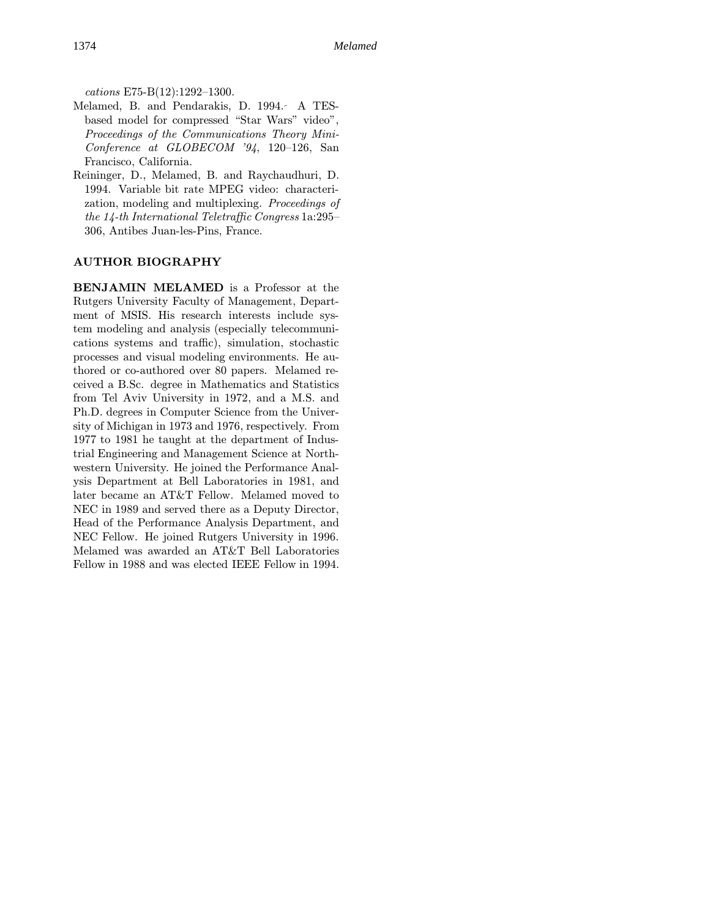*cations* E75-B(12):1292–1300.

Melamed, B. and Pendarakis, D. 1994. A TES-based model for compressed "Star Wars" video", *Proceedings of the Communications Theory Mini-Conference at GLOBECOM '94*, 120–126, San Francisco, California.

Reininger, D., Melamed, B. and Raychaudhuri, D. 1994. Variable bit rate MPEG video: characterization, modeling and multiplexing. *Proceedings of the 14-th International Teletraffic Congress* 1a:295–306, Antibes Juan-les-Pins, France.

## AUTHOR BIOGRAPHY

**BENJAMIN MELAMED** is a Professor at the Rutgers University Faculty of Management, Department of MSIS. His research interests include system modeling and analysis (especially telecommunications systems and traffic), simulation, stochastic processes and visual modeling environments. He authored or co-authored over 80 papers. Melamed received a B.Sc. degree in Mathematics and Statistics from Tel Aviv University in 1972, and a M.S. and Ph.D. degrees in Computer Science from the University of Michigan in 1973 and 1976, respectively. From 1977 to 1981 he taught at the department of Industrial Engineering and Management Science at Northwestern University. He joined the Performance Analysis Department at Bell Laboratories in 1981, and later became an AT&T Fellow. Melamed moved to NEC in 1989 and served there as a Deputy Director, Head of the Performance Analysis Department, and NEC Fellow. He joined Rutgers University in 1996. Melamed was awarded an AT&T Bell Laboratories Fellow in 1988 and was elected IEEE Fellow in 1994.